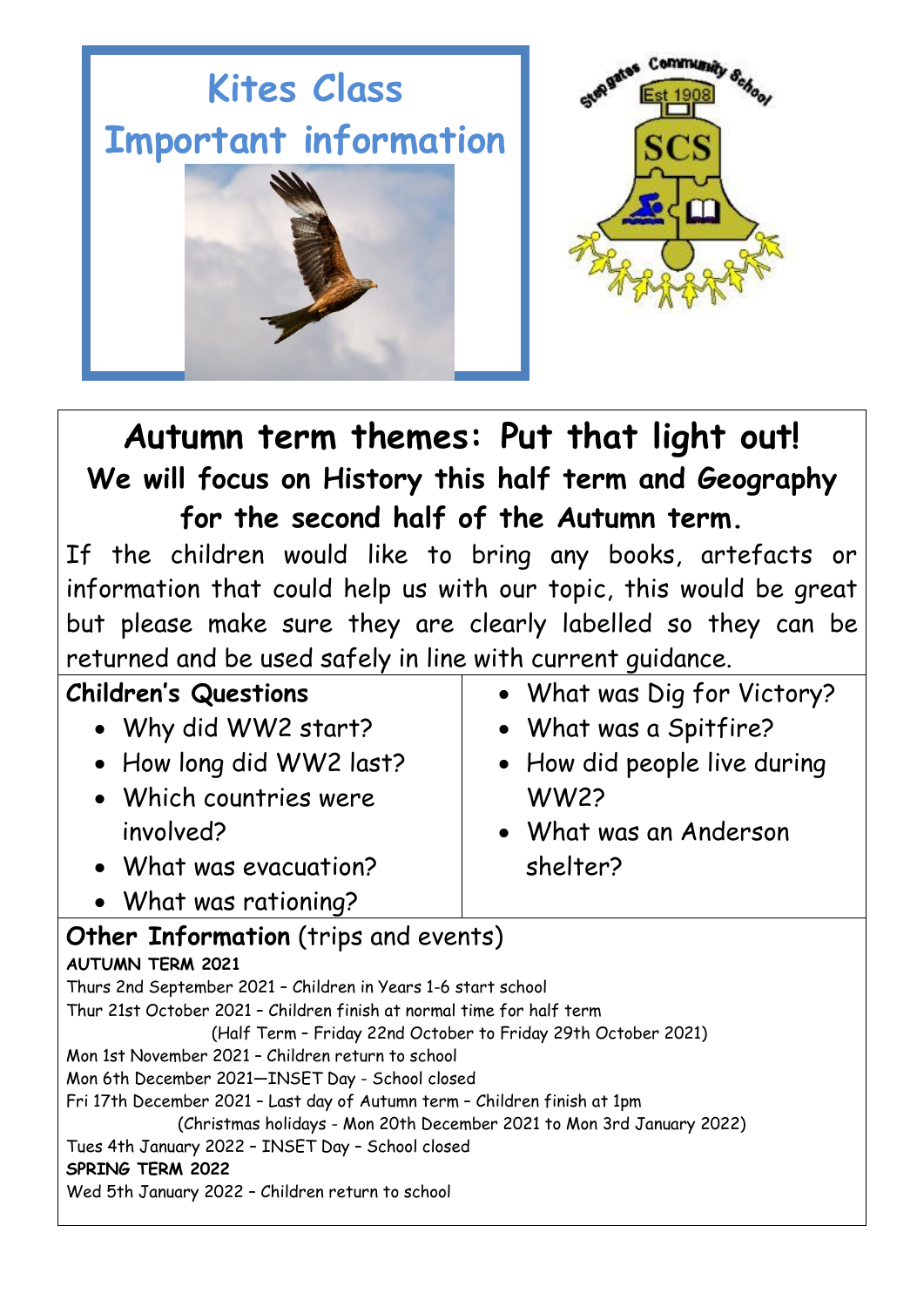# Kites Class
## Important information

Stepgates Community School
Est 1908
SCS

## Autumn term themes: Put that light out!

### We will focus on History this half term and Geography for the second half of the Autumn term.

If the children would like to bring any books, artefacts or information that could help us with our topic, this would be great but please make sure they are clearly labelled so they can be returned and be used safely in line with current guidance.

**Children's Questions**

- Why did WW2 start?
- How long did WW2 last?
- Which countries were involved?
- What was evacuation?
- What was rationing?
- What was Dig for Victory?
- What was a Spitfire?
- How did people live during WW2?
- What was an Anderson shelter?

**Other Information** (trips and events)

**AUTUMN TERM 2021**

Thurs 2nd September 2021 – Children in Years 1-6 start school

Thur 21st October 2021 – Children finish at normal time for half term

(Half Term – Friday 22nd October to Friday 29th October 2021)

Mon 1st November 2021 – Children return to school

Mon 6th December 2021—INSET Day - School closed

Fri 17th December 2021 – Last day of Autumn term – Children finish at 1pm

(Christmas holidays - Mon 20th December 2021 to Mon 3rd January 2022)

Tues 4th January 2022 – INSET Day – School closed

**SPRING TERM 2022**

Wed 5th January 2022 – Children return to school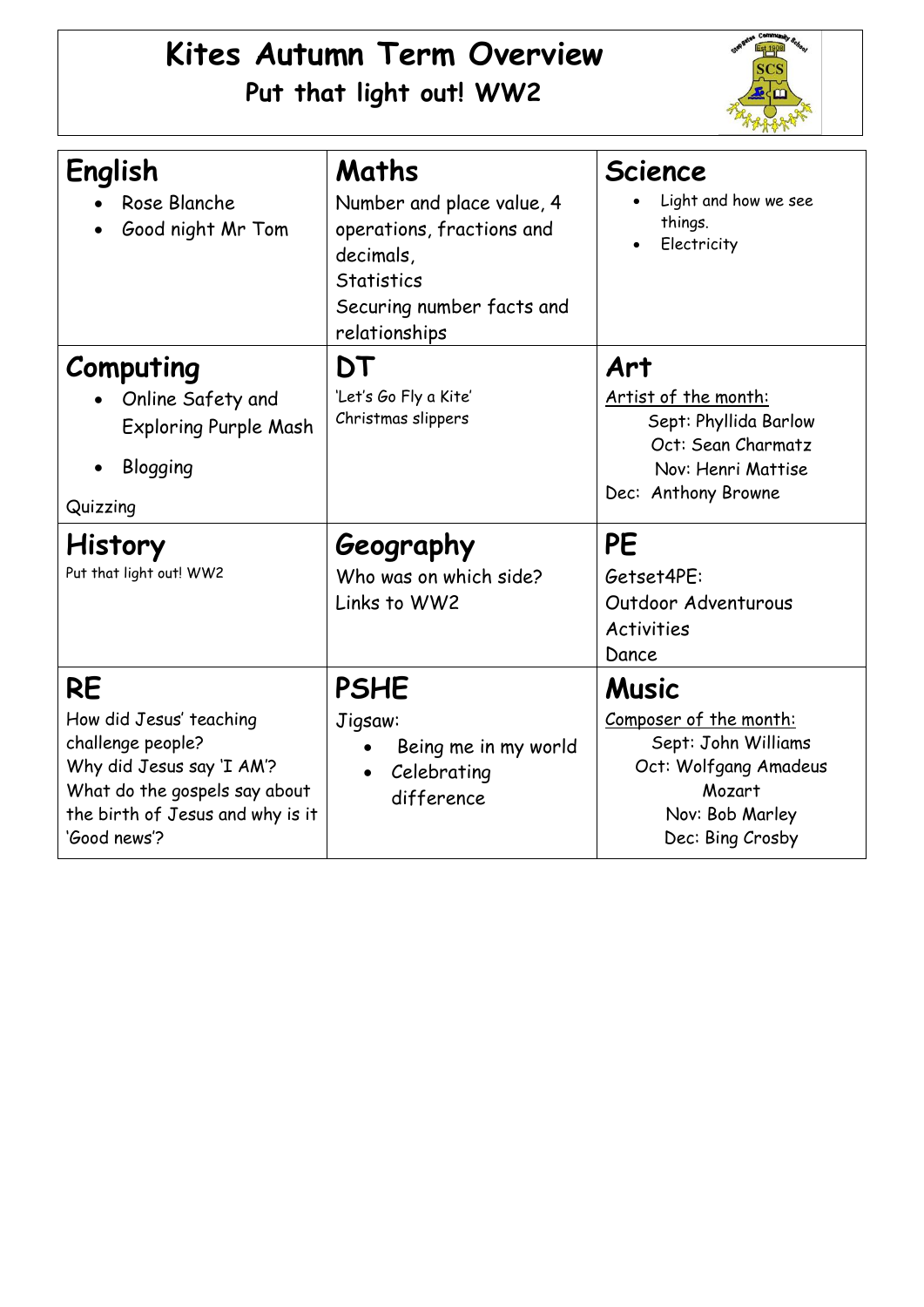# Kites Autumn Term Overview

## Put that light out! WW2

| English | Maths | Science |
| --- | --- | --- |
| • Rose Blanche<br>• Good night Mr Tom | Number and place value, 4 operations, fractions and decimals,<br>Statistics<br>Securing number facts and relationships | • Light and how we see things.<br>• Electricity |
| **Computing**<br>• Online Safety and Exploring Purple Mash<br>• Blogging<br>Quizzing | **DT**<br>'Let's Go Fly a Kite'<br>Christmas slippers | **Art**<br>Artist of the month:<br>Sept: Phyllida Barlow<br>Oct: Sean Charmatz<br>Nov: Henri Mattise<br>Dec: Anthony Browne |
| **History**<br>Put that light out! WW2 | **Geography**<br>Who was on which side?<br>Links to WW2 | **PE**<br>Getset4PE:<br>Outdoor Adventurous Activities<br>Dance |
| **RE**<br>How did Jesus' teaching challenge people?<br>Why did Jesus say 'I AM'?<br>What do the gospels say about the birth of Jesus and why is it 'Good news'? | **PSHE**<br>Jigsaw:<br>• Being me in my world<br>• Celebrating difference | **Music**<br>Composer of the month:<br>Sept: John Williams<br>Oct: Wolfgang Amadeus Mozart<br>Nov: Bob Marley<br>Dec: Bing Crosby |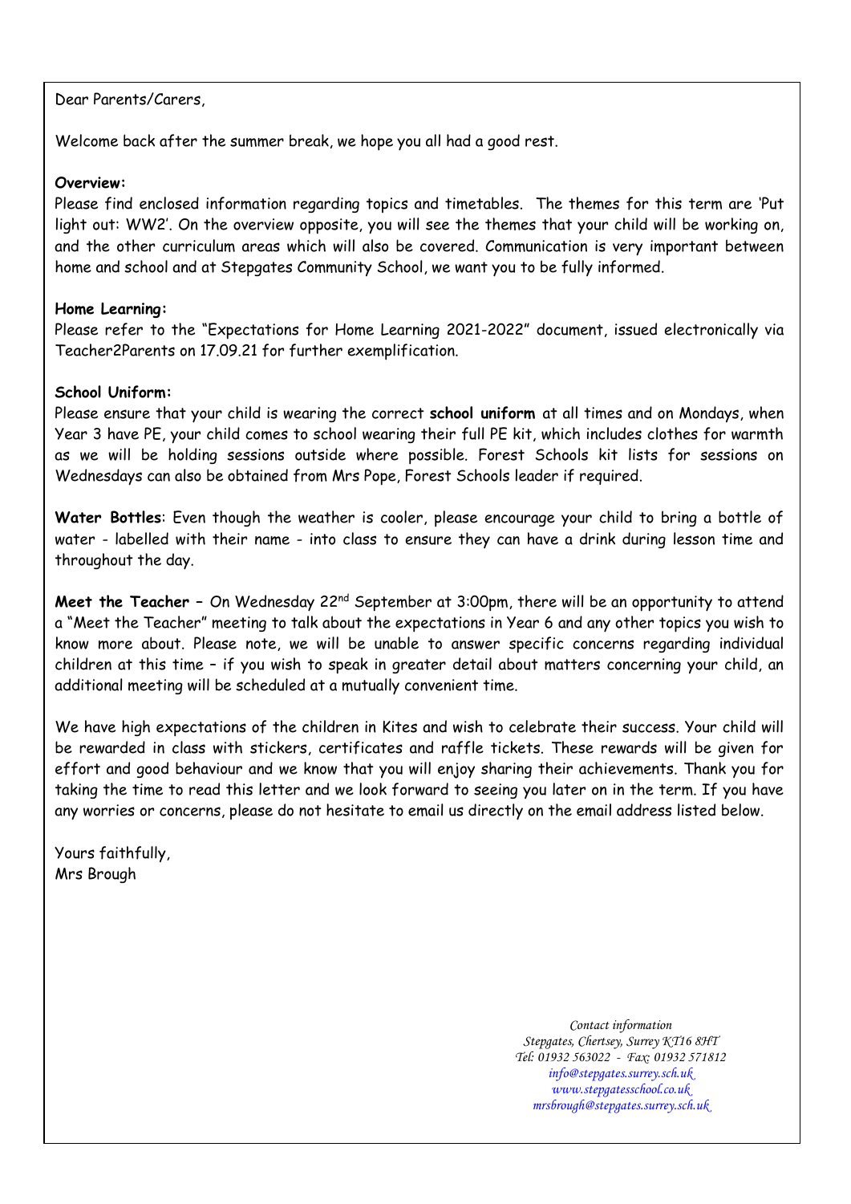Dear Parents/Carers,

Welcome back after the summer break, we hope you all had a good rest.

**Overview:**
Please find enclosed information regarding topics and timetables. The themes for this term are 'Put light out: WW2'. On the overview opposite, you will see the themes that your child will be working on, and the other curriculum areas which will also be covered. Communication is very important between home and school and at Stepgates Community School, we want you to be fully informed.

**Home Learning:**
Please refer to the "Expectations for Home Learning 2021-2022" document, issued electronically via Teacher2Parents on 17.09.21 for further exemplification.

**School Uniform:**
Please ensure that your child is wearing the correct **school uniform** at all times and on Mondays, when Year 3 have PE, your child comes to school wearing their full PE kit, which includes clothes for warmth as we will be holding sessions outside where possible. Forest Schools kit lists for sessions on Wednesdays can also be obtained from Mrs Pope, Forest Schools leader if required.

**Water Bottles**: Even though the weather is cooler, please encourage your child to bring a bottle of water - labelled with their name - into class to ensure they can have a drink during lesson time and throughout the day.

**Meet the Teacher –** On Wednesday 22nd September at 3:00pm, there will be an opportunity to attend a "Meet the Teacher" meeting to talk about the expectations in Year 6 and any other topics you wish to know more about. Please note, we will be unable to answer specific concerns regarding individual children at this time – if you wish to speak in greater detail about matters concerning your child, an additional meeting will be scheduled at a mutually convenient time.

We have high expectations of the children in Kites and wish to celebrate their success. Your child will be rewarded in class with stickers, certificates and raffle tickets. These rewards will be given for effort and good behaviour and we know that you will enjoy sharing their achievements. Thank you for taking the time to read this letter and we look forward to seeing you later on in the term. If you have any worries or concerns, please do not hesitate to email us directly on the email address listed below.

Yours faithfully,
Mrs Brough

*Contact information*
*Stepgates, Chertsey, Surrey KT16 8HT*
*Tel: 01932 563022 - Fax: 01932 571812*
*info@stepgates.surrey.sch.uk*
*www.stepgatesschool.co.uk*
*mrsbrough@stepgates.surrey.sch.uk*